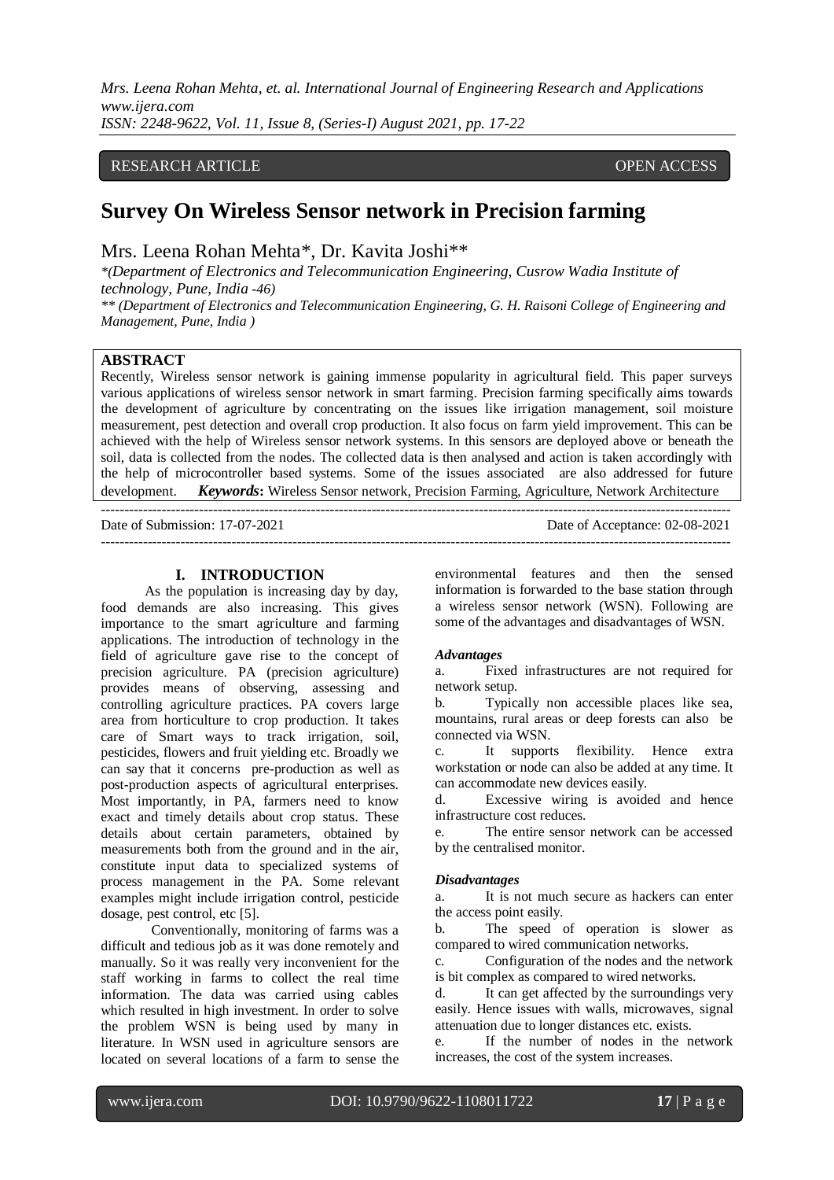RESEARCH ARTICLE OPEN ACCESS

# Survey On Wireless Sensor network in Precision farming

Mrs. Leena Rohan Mehta*, Dr. Kavita Joshi**

*(Department of Electronics and Telecommunication Engineering, Cusrow Wadia Institute of technology, Pune, India -46)*

*** (Department of Electronics and Telecommunication Engineering, G. H. Raisoni College of Engineering and Management, Pune, India )*

## ABSTRACT

Recently, Wireless sensor network is gaining immense popularity in agricultural field. This paper surveys various applications of wireless sensor network in smart farming. Precision farming specifically aims towards the development of agriculture by concentrating on the issues like irrigation management, soil moisture measurement, pest detection and overall crop production. It also focus on farm yield improvement. This can be achieved with the help of Wireless sensor network systems. In this sensors are deployed above or beneath the soil, data is collected from the nodes. The collected data is then analysed and action is taken accordingly with the help of microcontroller based systems. Some of the issues associated are also addressed for future development.

***Keywords*:** Wireless Sensor network, Precision Farming, Agriculture, Network Architecture

---

Date of Submission: 17-07-2021 Date of Acceptance: 02-08-2021

---

## I. INTRODUCTION

As the population is increasing day by day, food demands are also increasing. This gives importance to the smart agriculture and farming applications. The introduction of technology in the field of agriculture gave rise to the concept of precision agriculture. PA (precision agriculture) provides means of observing, assessing and controlling agriculture practices. PA covers large area from horticulture to crop production. It takes care of Smart ways to track irrigation, soil, pesticides, flowers and fruit yielding etc. Broadly we can say that it concerns pre-production as well as post-production aspects of agricultural enterprises. Most importantly, in PA, farmers need to know exact and timely details about crop status. These details about certain parameters, obtained by measurements both from the ground and in the air, constitute input data to specialized systems of process management in the PA. Some relevant examples might include irrigation control, pesticide dosage, pest control, etc [5].

Conventionally, monitoring of farms was a difficult and tedious job as it was done remotely and manually. So it was really very inconvenient for the staff working in farms to collect the real time information. The data was carried using cables which resulted in high investment. In order to solve the problem WSN is being used by many in literature. In WSN used in agriculture sensors are located on several locations of a farm to sense the environmental features and then the sensed information is forwarded to the base station through a wireless sensor network (WSN). Following are some of the advantages and disadvantages of WSN.

***Advantages***

a. Fixed infrastructures are not required for network setup.

b. Typically non accessible places like sea, mountains, rural areas or deep forests can also be connected via WSN.

c. It supports flexibility. Hence extra workstation or node can also be added at any time. It can accommodate new devices easily.

d. Excessive wiring is avoided and hence infrastructure cost reduces.

e. The entire sensor network can be accessed by the centralised monitor.

***Disadvantages***

a. It is not much secure as hackers can enter the access point easily.

b. The speed of operation is slower as compared to wired communication networks.

c. Configuration of the nodes and the network is bit complex as compared to wired networks.

d. It can get affected by the surroundings very easily. Hence issues with walls, microwaves, signal attenuation due to longer distances etc. exists.

e. If the number of nodes in the network increases, the cost of the system increases.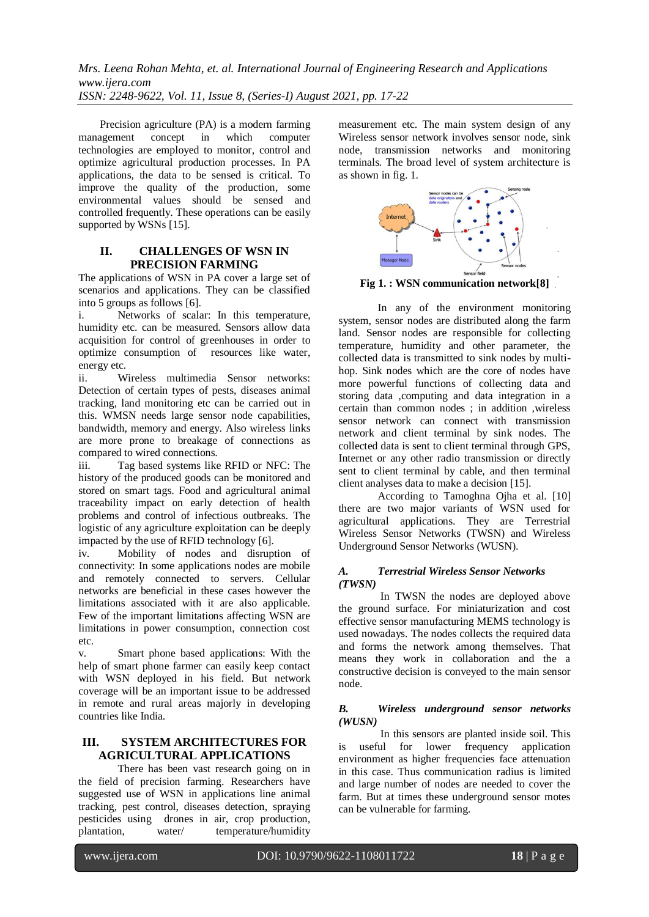Precision agriculture (PA) is a modern farming management concept in which computer technologies are employed to monitor, control and optimize agricultural production processes. In PA applications, the data to be sensed is critical. To improve the quality of the production, some environmental values should be sensed and controlled frequently. These operations can be easily supported by WSNs [15].

## II. CHALLENGES OF WSN IN PRECISION FARMING

The applications of WSN in PA cover a large set of scenarios and applications. They can be classified into 5 groups as follows [6].

i. Networks of scalar: In this temperature, humidity etc. can be measured. Sensors allow data acquisition for control of greenhouses in order to optimize consumption of resources like water, energy etc.

ii. Wireless multimedia Sensor networks: Detection of certain types of pests, diseases animal tracking, land monitoring etc can be carried out in this. WMSN needs large sensor node capabilities, bandwidth, memory and energy. Also wireless links are more prone to breakage of connections as compared to wired connections.

iii. Tag based systems like RFID or NFC: The history of the produced goods can be monitored and stored on smart tags. Food and agricultural animal traceability impact on early detection of health problems and control of infectious outbreaks. The logistic of any agriculture exploitation can be deeply impacted by the use of RFID technology [6].

iv. Mobility of nodes and disruption of connectivity: In some applications nodes are mobile and remotely connected to servers. Cellular networks are beneficial in these cases however the limitations associated with it are also applicable. Few of the important limitations affecting WSN are limitations in power consumption, connection cost etc.

v. Smart phone based applications: With the help of smart phone farmer can easily keep contact with WSN deployed in his field. But network coverage will be an important issue to be addressed in remote and rural areas majorly in developing countries like India.

## III. SYSTEM ARCHITECTURES FOR AGRICULTURAL APPLICATIONS

There has been vast research going on in the field of precision farming. Researchers have suggested use of WSN in applications line animal tracking, pest control, diseases detection, spraying pesticides using drones in air, crop production, plantation, water/ temperature/humidity measurement etc. The main system design of any Wireless sensor network involves sensor node, sink node, transmission networks and monitoring terminals. The broad level of system architecture is as shown in fig. 1.

**Fig 1. : WSN communication network[8]**

In any of the environment monitoring system, sensor nodes are distributed along the farm land. Sensor nodes are responsible for collecting temperature, humidity and other parameter, the collected data is transmitted to sink nodes by multi-hop. Sink nodes which are the core of nodes have more powerful functions of collecting data and storing data ,computing and data integration in a certain than common nodes ; in addition ,wireless sensor network can connect with transmission network and client terminal by sink nodes. The collected data is sent to client terminal through GPS, Internet or any other radio transmission or directly sent to client terminal by cable, and then terminal client analyses data to make a decision [15].

According to Tamoghna Ojha et al. [10] there are two major variants of WSN used for agricultural applications. They are Terrestrial Wireless Sensor Networks (TWSN) and Wireless Underground Sensor Networks (WUSN).

### A. *Terrestrial Wireless Sensor Networks (TWSN)*

In TWSN the nodes are deployed above the ground surface. For miniaturization and cost effective sensor manufacturing MEMS technology is used nowadays. The nodes collects the required data and forms the network among themselves. That means they work in collaboration and the a constructive decision is conveyed to the main sensor node.

### B. *Wireless underground sensor networks (WUSN)*

In this sensors are planted inside soil. This is useful for lower frequency application environment as higher frequencies face attenuation in this case. Thus communication radius is limited and large number of nodes are needed to cover the farm. But at times these underground sensor motes can be vulnerable for farming.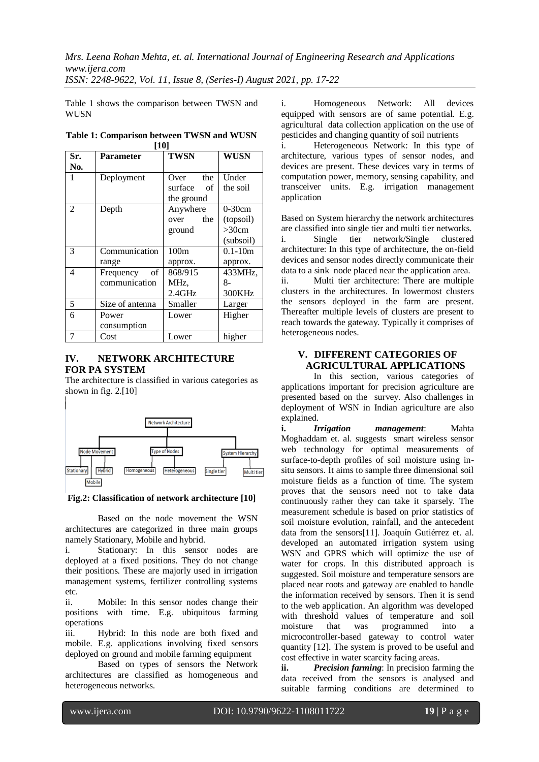Table 1 shows the comparison between TWSN and WUSN

**Table 1: Comparison between TWSN and WUSN [10]**

| Sr. No. | Parameter | TWSN | WUSN |
|---|---|---|---|
| 1 | Deployment | Over the surface of the ground | Under the soil |
| 2 | Depth | Anywhere over the ground | 0-30cm (topsoil) >30cm (subsoil) |
| 3 | Communication range | 100m approx. | 0.1-10m approx. |
| 4 | Frequency of communication | 868/915 MHz, 2.4GHz | 433MHz, 8-300KHz |
| 5 | Size of antenna | Smaller | Larger |
| 6 | Power consumption | Lower | Higher |
| 7 | Cost | Lower | higher |

## IV. NETWORK ARCHITECTURE FOR PA SYSTEM

The architecture is classified in various categories as shown in fig. 2.[10]

Network Architecture: Node Movement (Stationary, Mobile, Hybrid); Type of Nodes (Homogeneous, Heterogeneous); System Hierarchy (Single tier, Multi tier)

**Fig.2: Classification of network architecture [10]**

Based on the node movement the WSN architectures are categorized in three main groups namely Stationary, Mobile and hybrid.

i. Stationary: In this sensor nodes are deployed at a fixed positions. They do not change their positions. These are majorly used in irrigation management systems, fertilizer controlling systems etc.

ii. Mobile: In this sensor nodes change their positions with time. E.g. ubiquitous farming operations

iii. Hybrid: In this node are both fixed and mobile. E.g. applications involving fixed sensors deployed on ground and mobile farming equipment

Based on types of sensors the Network architectures are classified as homogeneous and heterogeneous networks.

i. Homogeneous Network: All devices equipped with sensors are of same potential. E.g. agricultural data collection application on the use of pesticides and changing quantity of soil nutrients

i. Heterogeneous Network: In this type of architecture, various types of sensor nodes, and devices are present. These devices vary in terms of computation power, memory, sensing capability, and transceiver units. E.g. irrigation management application

Based on System hierarchy the network architectures are classified into single tier and multi tier networks.

i. Single tier network/Single clustered architecture: In this type of architecture, the on-field devices and sensor nodes directly communicate their data to a sink node placed near the application area.

ii. Multi tier architecture: There are multiple clusters in the architectures. In lowermost clusters the sensors deployed in the farm are present. Thereafter multiple levels of clusters are present to reach towards the gateway. Typically it comprises of heterogeneous nodes.

## V. DIFFERENT CATEGORIES OF AGRICULTURAL APPLICATIONS

In this section, various categories of applications important for precision agriculture are presented based on the survey. Also challenges in deployment of WSN in Indian agriculture are also explained.

**i. *Irrigation management*:** Mahta Moghaddam et. al. suggests smart wireless sensor web technology for optimal measurements of surface-to-depth profiles of soil moisture using in-situ sensors. It aims to sample three dimensional soil moisture fields as a function of time. The system proves that the sensors need not to take data continuously rather they can take it sparsely. The measurement schedule is based on prior statistics of soil moisture evolution, rainfall, and the antecedent data from the sensors[11]. Joaquín Gutiérrez et. al. developed an automated irrigation system using WSN and GPRS which will optimize the use of water for crops. In this distributed approach is suggested. Soil moisture and temperature sensors are placed near roots and gateway are enabled to handle the information received by sensors. Then it is send to the web application. An algorithm was developed with threshold values of temperature and soil moisture that was programmed into a microcontroller-based gateway to control water quantity [12]. The system is proved to be useful and cost effective in water scarcity facing areas.

**ii. *Precision farming*:** In precision farming the data received from the sensors is analysed and suitable farming conditions are determined to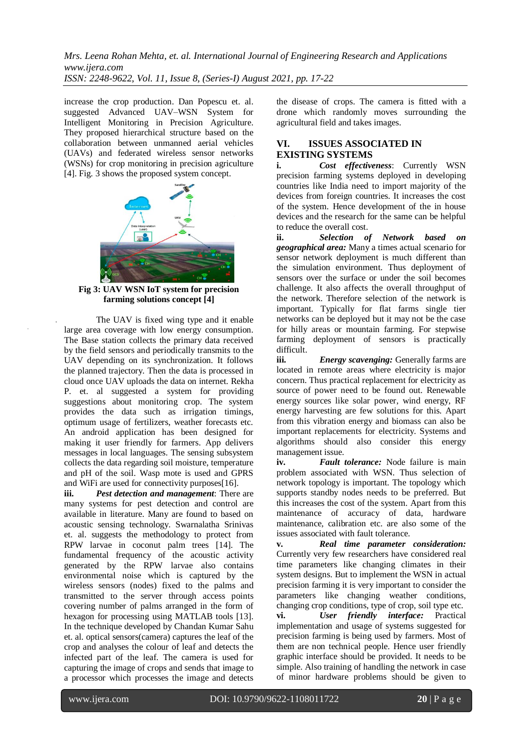increase the crop production. Dan Popescu et. al. suggested Advanced UAV–WSN System for Intelligent Monitoring in Precision Agriculture. They proposed hierarchical structure based on the collaboration between unmanned aerial vehicles (UAVs) and federated wireless sensor networks (WSNs) for crop monitoring in precision agriculture [4]. Fig. 3 shows the proposed system concept.

**Fig 3: UAV WSN IoT system for precision farming solutions concept [4]**

The UAV is fixed wing type and it enable large area coverage with low energy consumption. The Base station collects the primary data received by the field sensors and periodically transmits to the UAV depending on its synchronization. It follows the planned trajectory. Then the data is processed in cloud once UAV uploads the data on internet. Rekha P. et. al suggested a system for providing suggestions about monitoring crop. The system provides the data such as irrigation timings, optimum usage of fertilizers, weather forecasts etc. An android application has been designed for making it user friendly for farmers. App delivers messages in local languages. The sensing subsystem collects the data regarding soil moisture, temperature and pH of the soil. Wasp mote is used and GPRS and WiFi are used for connectivity purposes[16].

**iii.** ***Pest detection and management***: There are many systems for pest detection and control are available in literature. Many are found to based on acoustic sensing technology. Swarnalatha Srinivas et. al. suggests the methodology to protect from RPW larvae in coconut palm trees [14]. The fundamental frequency of the acoustic activity generated by the RPW larvae also contains environmental noise which is captured by the wireless sensors (nodes) fixed to the palms and transmitted to the server through access points covering number of palms arranged in the form of hexagon for processing using MATLAB tools [13]. In the technique developed by Chandan Kumar Sahu et. al. optical sensors(camera) captures the leaf of the crop and analyses the colour of leaf and detects the infected part of the leaf. The camera is used for capturing the image of crops and sends that image to a processor which processes the image and detects the disease of crops. The camera is fitted with a drone which randomly moves surrounding the agricultural field and takes images.

## VI. ISSUES ASSOCIATED IN EXISTING SYSTEMS

**i.** ***Cost effectiveness***: Currently WSN precision farming systems deployed in developing countries like India need to import majority of the devices from foreign countries. It increases the cost of the system. Hence development of the in house devices and the research for the same can be helpful to reduce the overall cost.

**ii.** ***Selection of Network based on geographical area:*** Many a times actual scenario for sensor network deployment is much different than the simulation environment. Thus deployment of sensors over the surface or under the soil becomes challenge. It also affects the overall throughput of the network. Therefore selection of the network is important. Typically for flat farms single tier networks can be deployed but it may not be the case for hilly areas or mountain farming. For stepwise farming deployment of sensors is practically difficult.

**iii.** ***Energy scavenging:*** Generally farms are located in remote areas where electricity is major concern. Thus practical replacement for electricity as source of power need to be found out. Renewable energy sources like solar power, wind energy, RF energy harvesting are few solutions for this. Apart from this vibration energy and biomass can also be important replacements for electricity. Systems and algorithms should also consider this energy management issue.

**iv.** ***Fault tolerance:*** Node failure is main problem associated with WSN. Thus selection of network topology is important. The topology which supports standby nodes needs to be preferred. But this increases the cost of the system. Apart from this maintenance of accuracy of data, hardware maintenance, calibration etc. are also some of the issues associated with fault tolerance.

**v.** ***Real time parameter consideration:*** Currently very few researchers have considered real time parameters like changing climates in their system designs. But to implement the WSN in actual precision farming it is very important to consider the parameters like changing weather conditions, changing crop conditions, type of crop, soil type etc.

**vi.** ***User friendly interface:*** Practical implementation and usage of systems suggested for precision farming is being used by farmers. Most of them are non technical people. Hence user friendly graphic interface should be provided. It needs to be simple. Also training of handling the network in case of minor hardware problems should be given to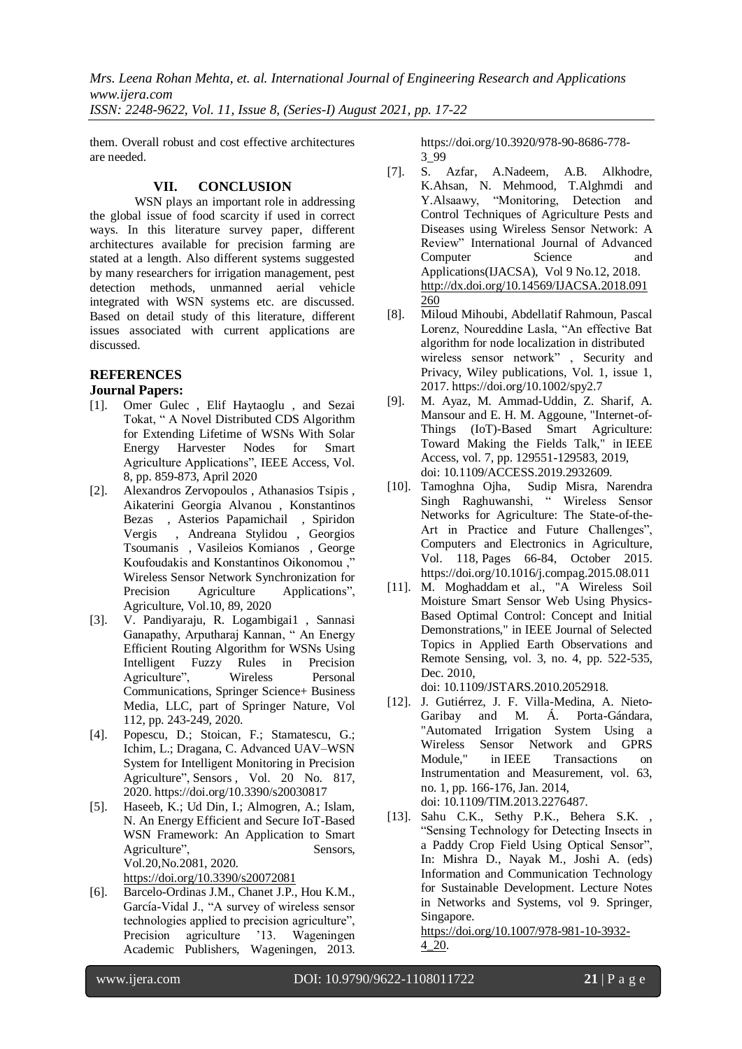them. Overall robust and cost effective architectures are needed.

## VII. CONCLUSION

WSN plays an important role in addressing the global issue of food scarcity if used in correct ways. In this literature survey paper, different architectures available for precision farming are stated at a length. Also different systems suggested by many researchers for irrigation management, pest detection methods, unmanned aerial vehicle integrated with WSN systems etc. are discussed. Based on detail study of this literature, different issues associated with current applications are discussed.

## REFERENCES

### Journal Papers:

[1]. Omer Gulec , Elif Haytaoglu , and Sezai Tokat, " A Novel Distributed CDS Algorithm for Extending Lifetime of WSNs With Solar Energy Harvester Nodes for Smart Agriculture Applications", IEEE Access, Vol. 8, pp. 859-873, April 2020

[2]. Alexandros Zervopoulos , Athanasios Tsipis , Aikaterini Georgia Alvanou , Konstantinos Bezas , Asterios Papamichail , Spiridon Vergis , Andreana Stylidou , Georgios Tsoumanis , Vasileios Komianos , George Koufoudakis and Konstantinos Oikonomou ," Wireless Sensor Network Synchronization for Precision Agriculture Applications", Agriculture, Vol.10, 89, 2020

[3]. V. Pandiyaraju, R. Logambigai1 , Sannasi Ganapathy, Arputharaj Kannan, " An Energy Efficient Routing Algorithm for WSNs Using Intelligent Fuzzy Rules in Precision Agriculture", Wireless Personal Communications, Springer Science+ Business Media, LLC, part of Springer Nature, Vol 112, pp. 243-249, 2020.

[4]. Popescu, D.; Stoican, F.; Stamatescu, G.; Ichim, L.; Dragana, C. Advanced UAV–WSN System for Intelligent Monitoring in Precision Agriculture", Sensors , Vol. 20 No. 817, 2020. https://doi.org/10.3390/s20030817

[5]. Haseeb, K.; Ud Din, I.; Almogren, A.; Islam, N. An Energy Efficient and Secure IoT-Based WSN Framework: An Application to Smart Agriculture", Sensors, Vol.20,No.2081, 2020. https://doi.org/10.3390/s20072081

[6]. Barcelo-Ordinas J.M., Chanet J.P., Hou K.M., García-Vidal J., "A survey of wireless sensor technologies applied to precision agriculture", Precision agriculture '13. Wageningen Academic Publishers, Wageningen, 2013. https://doi.org/10.3920/978-90-8686-778-3_99

[7]. S. Azfar, A.Nadeem, A.B. Alkhodre, K.Ahsan, N. Mehmood, T.Alghmdi and Y.Alsaawy, "Monitoring, Detection and Control Techniques of Agriculture Pests and Diseases using Wireless Sensor Network: A Review" International Journal of Advanced Computer Science and Applications(IJACSA), Vol 9 No.12, 2018. http://dx.doi.org/10.14569/IJACSA.2018.091260

[8]. Miloud Mihoubi, Abdellatif Rahmoun, Pascal Lorenz, Noureddine Lasla, "An effective Bat algorithm for node localization in distributed wireless sensor network" , Security and Privacy, Wiley publications, Vol. 1, issue 1, 2017. https://doi.org/10.1002/spy2.7

[9]. M. Ayaz, M. Ammad-Uddin, Z. Sharif, A. Mansour and E. H. M. Aggoune, "Internet-of-Things (IoT)-Based Smart Agriculture: Toward Making the Fields Talk," in IEEE Access, vol. 7, pp. 129551-129583, 2019, doi: 10.1109/ACCESS.2019.2932609.

[10]. Tamoghna Ojha, Sudip Misra, Narendra Singh Raghuwanshi, " Wireless Sensor Networks for Agriculture: The State-of-the-Art in Practice and Future Challenges", Computers and Electronics in Agriculture, Vol. 118, Pages 66-84, October 2015. https://doi.org/10.1016/j.compag.2015.08.011

[11]. M. Moghaddam et al., "A Wireless Soil Moisture Smart Sensor Web Using Physics-Based Optimal Control: Concept and Initial Demonstrations," in IEEE Journal of Selected Topics in Applied Earth Observations and Remote Sensing, vol. 3, no. 4, pp. 522-535, Dec. 2010, doi: 10.1109/JSTARS.2010.2052918.

[12]. J. Gutiérrez, J. F. Villa-Medina, A. Nieto-Garibay and M. Á. Porta-Gándara, "Automated Irrigation System Using a Wireless Sensor Network and GPRS Module," in IEEE Transactions on Instrumentation and Measurement, vol. 63, no. 1, pp. 166-176, Jan. 2014, doi: 10.1109/TIM.2013.2276487.

[13]. Sahu C.K., Sethy P.K., Behera S.K. , "Sensing Technology for Detecting Insects in a Paddy Crop Field Using Optical Sensor", In: Mishra D., Nayak M., Joshi A. (eds) Information and Communication Technology for Sustainable Development. Lecture Notes in Networks and Systems, vol 9. Springer, Singapore. https://doi.org/10.1007/978-981-10-3932-4_20.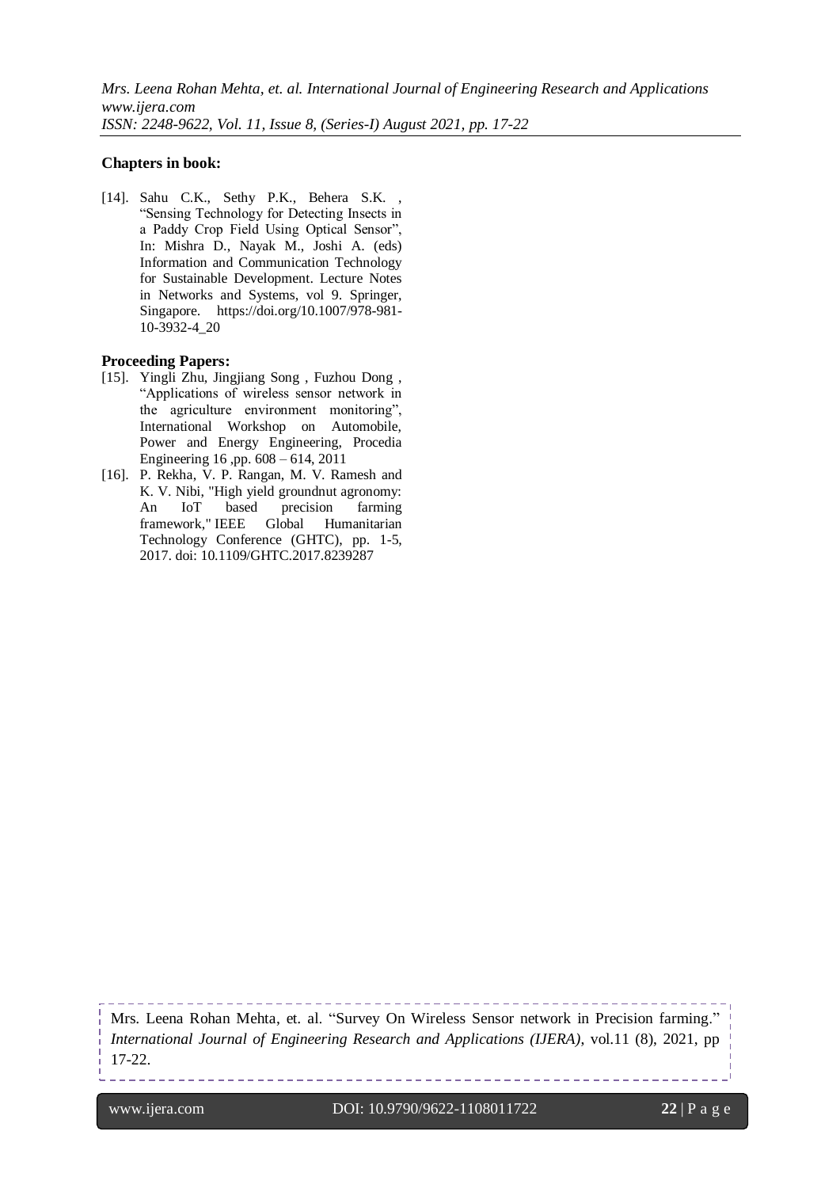**Chapters in book:**

[14]. Sahu C.K., Sethy P.K., Behera S.K. , "Sensing Technology for Detecting Insects in a Paddy Crop Field Using Optical Sensor", In: Mishra D., Nayak M., Joshi A. (eds) Information and Communication Technology for Sustainable Development. Lecture Notes in Networks and Systems, vol 9. Springer, Singapore. https://doi.org/10.1007/978-981-10-3932-4_20

**Proceeding Papers:**

[15]. Yingli Zhu, Jingjiang Song , Fuzhou Dong , "Applications of wireless sensor network in the agriculture environment monitoring", International Workshop on Automobile, Power and Energy Engineering, Procedia Engineering 16 ,pp. 608 – 614, 2011

[16]. P. Rekha, V. P. Rangan, M. V. Ramesh and K. V. Nibi, "High yield groundnut agronomy: An IoT based precision farming framework," IEEE Global Humanitarian Technology Conference (GHTC), pp. 1-5, 2017. doi: 10.1109/GHTC.2017.8239287

Mrs. Leena Rohan Mehta, et. al. "Survey On Wireless Sensor network in Precision farming." *International Journal of Engineering Research and Applications (IJERA)*, vol.11 (8), 2021, pp 17-22.